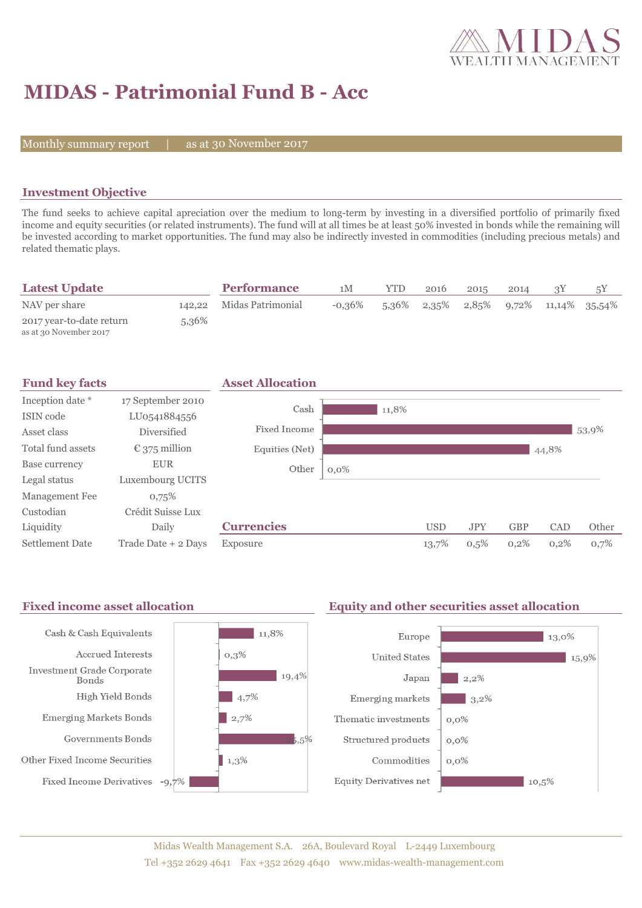# MIDAS - Patrimonial Fund B - Acc

Monthly summary report | as at 30 November 2017

## Investment Objective

The fund seeks to achieve capital apreciation over the medium to long-term by investing in a diversified portfolio of primarily fixed income and equity securities (or related instruments). The fund will at all times be at least 50% invested in bonds while the remaining will be invested according to market opportunities. The fund may also be indirectly invested in commodities (including precious metals) and related thematic plays.

## Latest Update

| | |
|---|---|
| NAV per share | 142,22 |
| 2017 year-to-date return<br>as at 30 November 2017 | 5,36% |

## Performance

| | 1M | YTD | 2016 | 2015 | 2014 | 3Y | 5Y |
|---|---|---|---|---|---|---|---|
| Midas Patrimonial | -0,36% | 5,36% | 2,35% | 2,85% | 9,72% | 11,14% | 35,54% |

## Fund key facts

| | |
|---|---|
| Inception date * | 17 September 2010 |
| ISIN code | LU0541884556 |
| Asset class | Diversified |
| Total fund assets | € 375 million |
| Base currency | EUR |
| Legal status | Luxembourg UCITS |
| Management Fee | 0,75% |
| Custodian | Crédit Suisse Lux |
| Liquidity | Daily |
| Settlement Date | Trade Date + 2 Days |

## Asset Allocation

| | |
|---|---|
| Cash | 11,8% |
| Fixed Income | 53,9% |
| Equities (Net) | 44,8% |
| Other | 0,0% |

## Currencies

| | USD | JPY | GBP | CAD | Other |
|---|---|---|---|---|---|
| Exposure | 13,7% | 0,5% | 0,2% | 0,2% | 0,7% |

## Fixed income asset allocation

| | |
|---|---|
| Cash & Cash Equivalents | 11,8% |
| Accrued Interests | 0,3% |
| Investment Grade Corporate Bonds | 19,4% |
| High Yield Bonds | 4,7% |
| Emerging Markets Bonds | 2,7% |
| Governments Bonds | 25,5% |
| Other Fixed Income Securities | 1,3% |
| Fixed Income Derivatives | -9,7% |

## Equity and other securities asset allocation

| | |
|---|---|
| Europe | 13,0% |
| United States | 15,9% |
| Japan | 2,2% |
| Emerging markets | 3,2% |
| Thematic investments | 0,0% |
| Structured products | 0,0% |
| Commodities | 0,0% |
| Equity Derivatives net | 10,5% |

Midas Wealth Management S.A. 26A, Boulevard Royal L-2449 Luxembourg
Tel +352 2629 4641 Fax +352 2629 4640 www.midas-wealth-management.com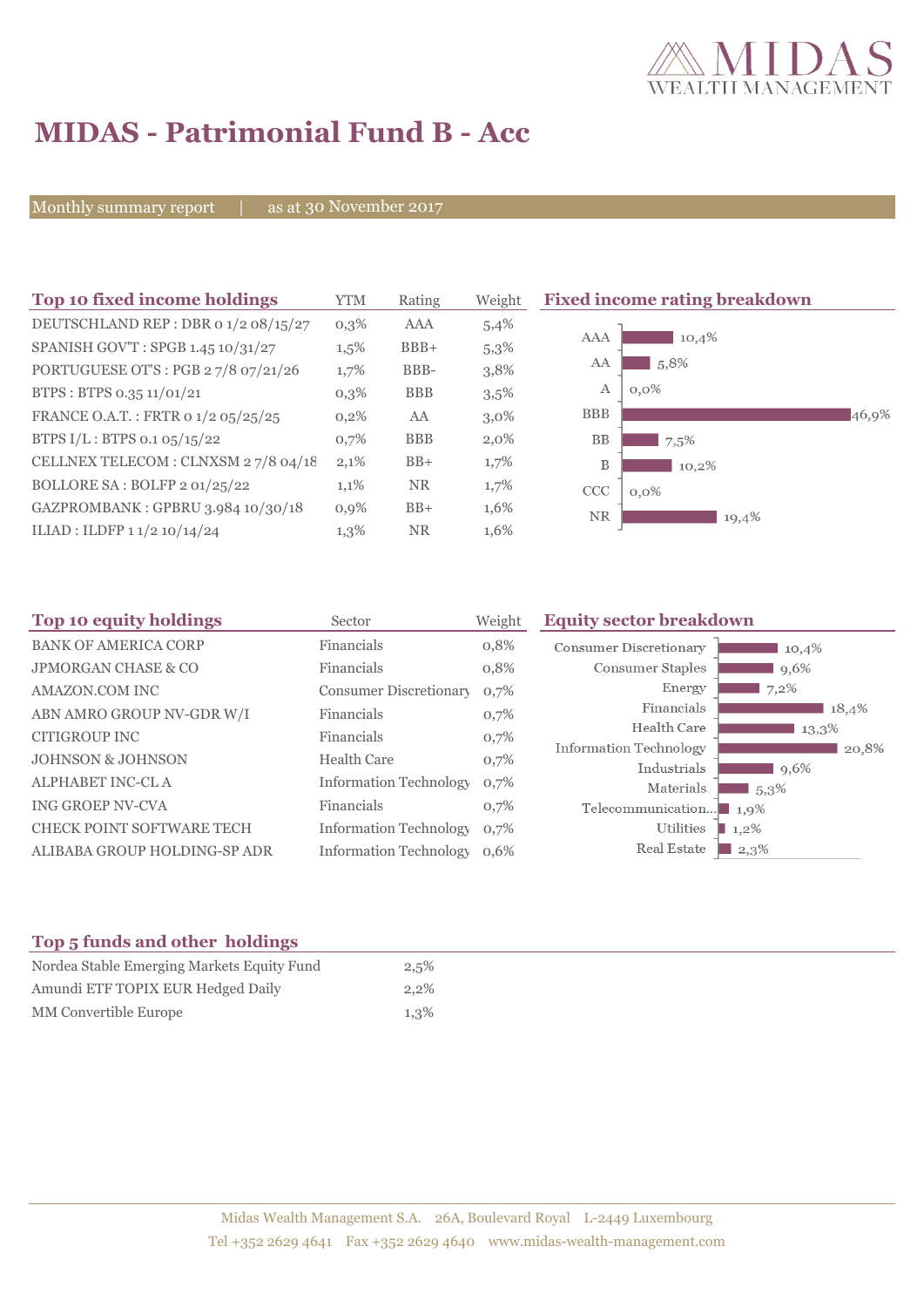# MIDAS - Patrimonial Fund B - Acc

Monthly summary report | as at 30 November 2017

## Top 10 fixed income holdings

| Top 10 fixed income holdings | YTM | Rating | Weight |
|---|---|---|---|
| DEUTSCHLAND REP : DBR 0 1/2 08/15/27 | 0,3% | AAA | 5,4% |
| SPANISH GOV'T : SPGB 1.45 10/31/27 | 1,5% | BBB+ | 5,3% |
| PORTUGUESE OT'S : PGB 2 7/8 07/21/26 | 1,7% | BBB- | 3,8% |
| BTPS : BTPS 0.35 11/01/21 | 0,3% | BBB | 3,5% |
| FRANCE O.A.T. : FRTR 0 1/2 05/25/25 | 0,2% | AA | 3,0% |
| BTPS I/L : BTPS 0.1 05/15/22 | 0,7% | BBB | 2,0% |
| CELLNEX TELECOM : CLNXSM 2 7/8 04/18 | 2,1% | BB+ | 1,7% |
| BOLLORE SA : BOLFP 2 01/25/22 | 1,1% | NR | 1,7% |
| GAZPROMBANK : GPBRU 3.984 10/30/18 | 0,9% | BB+ | 1,6% |
| ILIAD : ILDFP 1 1/2 10/14/24 | 1,3% | NR | 1,6% |

## Fixed income rating breakdown

| Rating | Weight |
|---|---|
| AAA | 10,4% |
| AA | 5,8% |
| A | 0,0% |
| BBB | 46,9% |
| BB | 7,5% |
| B | 10,2% |
| CCC | 0,0% |
| NR | 19,4% |

## Top 10 equity holdings

| Top 10 equity holdings | Sector | Weight |
|---|---|---|
| BANK OF AMERICA CORP | Financials | 0,8% |
| JPMORGAN CHASE & CO | Financials | 0,8% |
| AMAZON.COM INC | Consumer Discretionary | 0,7% |
| ABN AMRO GROUP NV-GDR W/I | Financials | 0,7% |
| CITIGROUP INC | Financials | 0,7% |
| JOHNSON & JOHNSON | Health Care | 0,7% |
| ALPHABET INC-CL A | Information Technology | 0,7% |
| ING GROEP NV-CVA | Financials | 0,7% |
| CHECK POINT SOFTWARE TECH | Information Technology | 0,7% |
| ALIBABA GROUP HOLDING-SP ADR | Information Technology | 0,6% |

## Equity sector breakdown

| Sector | Weight |
|---|---|
| Consumer Discretionary | 10,4% |
| Consumer Staples | 9,6% |
| Energy | 7,2% |
| Financials | 18,4% |
| Health Care | 13,3% |
| Information Technology | 20,8% |
| Industrials | 9,6% |
| Materials | 5,3% |
| Telecommunication... | 1,9% |
| Utilities | 1,2% |
| Real Estate | 2,3% |

## Top 5 funds and other holdings

| Top 5 funds and other holdings | |
|---|---|
| Nordea Stable Emerging Markets Equity Fund | 2,5% |
| Amundi ETF TOPIX EUR Hedged Daily | 2,2% |
| MM Convertible Europe | 1,3% |

Midas Wealth Management S.A. 26A, Boulevard Royal L-2449 Luxembourg
Tel +352 2629 4641 Fax +352 2629 4640 www.midas-wealth-management.com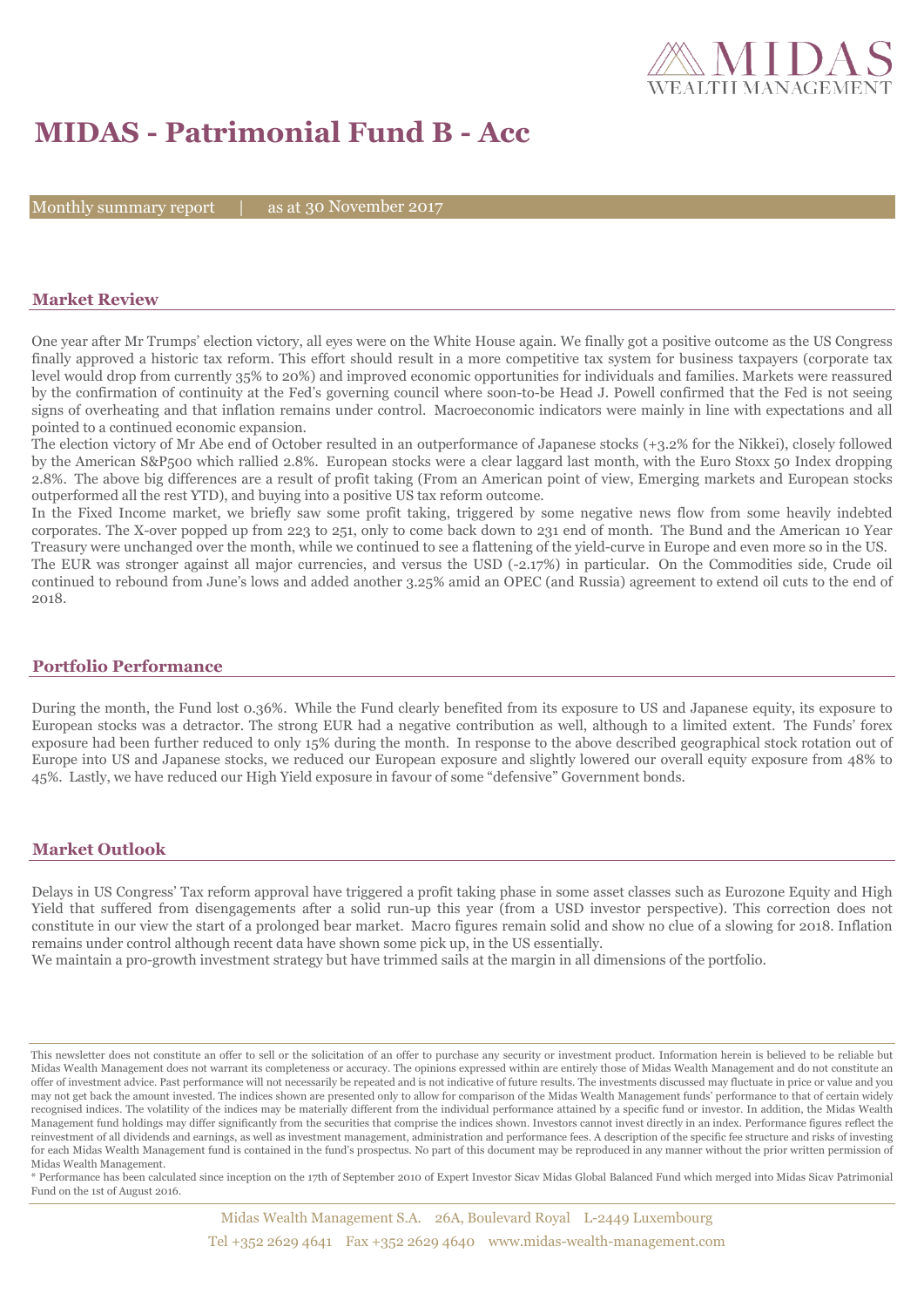# MIDAS - Patrimonial Fund B - Acc

Monthly summary report | as at 30 November 2017

## Market Review

One year after Mr Trumps' election victory, all eyes were on the White House again. We finally got a positive outcome as the US Congress finally approved a historic tax reform. This effort should result in a more competitive tax system for business taxpayers (corporate tax level would drop from currently 35% to 20%) and improved economic opportunities for individuals and families. Markets were reassured by the confirmation of continuity at the Fed's governing council where soon-to-be Head J. Powell confirmed that the Fed is not seeing signs of overheating and that inflation remains under control. Macroeconomic indicators were mainly in line with expectations and all pointed to a continued economic expansion.

The election victory of Mr Abe end of October resulted in an outperformance of Japanese stocks (+3.2% for the Nikkei), closely followed by the American S&P500 which rallied 2.8%. European stocks were a clear laggard last month, with the Euro Stoxx 50 Index dropping 2.8%. The above big differences are a result of profit taking (From an American point of view, Emerging markets and European stocks outperformed all the rest YTD), and buying into a positive US tax reform outcome.

In the Fixed Income market, we briefly saw some profit taking, triggered by some negative news flow from some heavily indebted corporates. The X-over popped up from 223 to 251, only to come back down to 231 end of month. The Bund and the American 10 Year Treasury were unchanged over the month, while we continued to see a flattening of the yield-curve in Europe and even more so in the US.

The EUR was stronger against all major currencies, and versus the USD (-2.17%) in particular. On the Commodities side, Crude oil continued to rebound from June's lows and added another 3.25% amid an OPEC (and Russia) agreement to extend oil cuts to the end of 2018.

## Portfolio Performance

During the month, the Fund lost 0.36%. While the Fund clearly benefited from its exposure to US and Japanese equity, its exposure to European stocks was a detractor. The strong EUR had a negative contribution as well, although to a limited extent. The Funds' forex exposure had been further reduced to only 15% during the month. In response to the above described geographical stock rotation out of Europe into US and Japanese stocks, we reduced our European exposure and slightly lowered our overall equity exposure from 48% to 45%. Lastly, we have reduced our High Yield exposure in favour of some "defensive" Government bonds.

## Market Outlook

Delays in US Congress' Tax reform approval have triggered a profit taking phase in some asset classes such as Eurozone Equity and High Yield that suffered from disengagements after a solid run-up this year (from a USD investor perspective). This correction does not constitute in our view the start of a prolonged bear market. Macro figures remain solid and show no clue of a slowing for 2018. Inflation remains under control although recent data have shown some pick up, in the US essentially.

We maintain a pro-growth investment strategy but have trimmed sails at the margin in all dimensions of the portfolio.

This newsletter does not constitute an offer to sell or the solicitation of an offer to purchase any security or investment product. Information herein is believed to be reliable but Midas Wealth Management does not warrant its completeness or accuracy. The opinions expressed within are entirely those of Midas Wealth Management and do not constitute an offer of investment advice. Past performance will not necessarily be repeated and is not indicative of future results. The investments discussed may fluctuate in price or value and you may not get back the amount invested. The indices shown are presented only to allow for comparison of the Midas Wealth Management funds' performance to that of certain widely recognised indices. The volatility of the indices may be materially different from the individual performance attained by a specific fund or investor. In addition, the Midas Wealth Management fund holdings may differ significantly from the securities that comprise the indices shown. Investors cannot invest directly in an index. Performance figures reflect the reinvestment of all dividends and earnings, as well as investment management, administration and performance fees. A description of the specific fee structure and risks of investing for each Midas Wealth Management fund is contained in the fund's prospectus. No part of this document may be reproduced in any manner without the prior written permission of Midas Wealth Management.

* Performance has been calculated since inception on the 17th of September 2010 of Expert Investor Sicav Midas Global Balanced Fund which merged into Midas Sicav Patrimonial Fund on the 1st of August 2016.

Midas Wealth Management S.A. 26A, Boulevard Royal L-2449 Luxembourg

Tel +352 2629 4641 Fax +352 2629 4640 www.midas-wealth-management.com